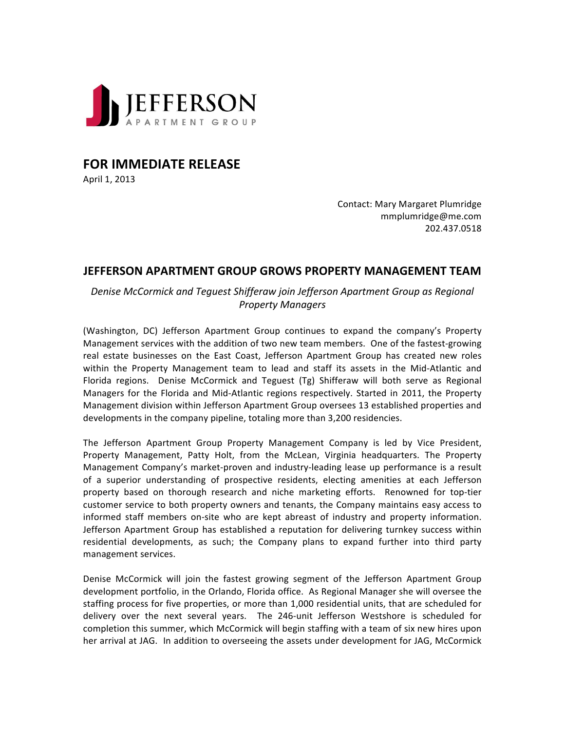JEFFERSON
APARTMENT GROUP

## FOR IMMEDIATE RELEASE

April 1, 2013

Contact: Mary Margaret Plumridge
mmplumridge@me.com
202.437.0518

# JEFFERSON APARTMENT GROUP GROWS PROPERTY MANAGEMENT TEAM

*Denise McCormick and Teguest Shifferaw join Jefferson Apartment Group as Regional Property Managers*

(Washington, DC) Jefferson Apartment Group continues to expand the company's Property Management services with the addition of two new team members. One of the fastest-growing real estate businesses on the East Coast, Jefferson Apartment Group has created new roles within the Property Management team to lead and staff its assets in the Mid-Atlantic and Florida regions. Denise McCormick and Teguest (Tg) Shifferaw will both serve as Regional Managers for the Florida and Mid-Atlantic regions respectively. Started in 2011, the Property Management division within Jefferson Apartment Group oversees 13 established properties and developments in the company pipeline, totaling more than 3,200 residencies.

The Jefferson Apartment Group Property Management Company is led by Vice President, Property Management, Patty Holt, from the McLean, Virginia headquarters. The Property Management Company's market-proven and industry-leading lease up performance is a result of a superior understanding of prospective residents, electing amenities at each Jefferson property based on thorough research and niche marketing efforts. Renowned for top-tier customer service to both property owners and tenants, the Company maintains easy access to informed staff members on-site who are kept abreast of industry and property information. Jefferson Apartment Group has established a reputation for delivering turnkey success within residential developments, as such; the Company plans to expand further into third party management services.

Denise McCormick will join the fastest growing segment of the Jefferson Apartment Group development portfolio, in the Orlando, Florida office. As Regional Manager she will oversee the staffing process for five properties, or more than 1,000 residential units, that are scheduled for delivery over the next several years. The 246-unit Jefferson Westshore is scheduled for completion this summer, which McCormick will begin staffing with a team of six new hires upon her arrival at JAG. In addition to overseeing the assets under development for JAG, McCormick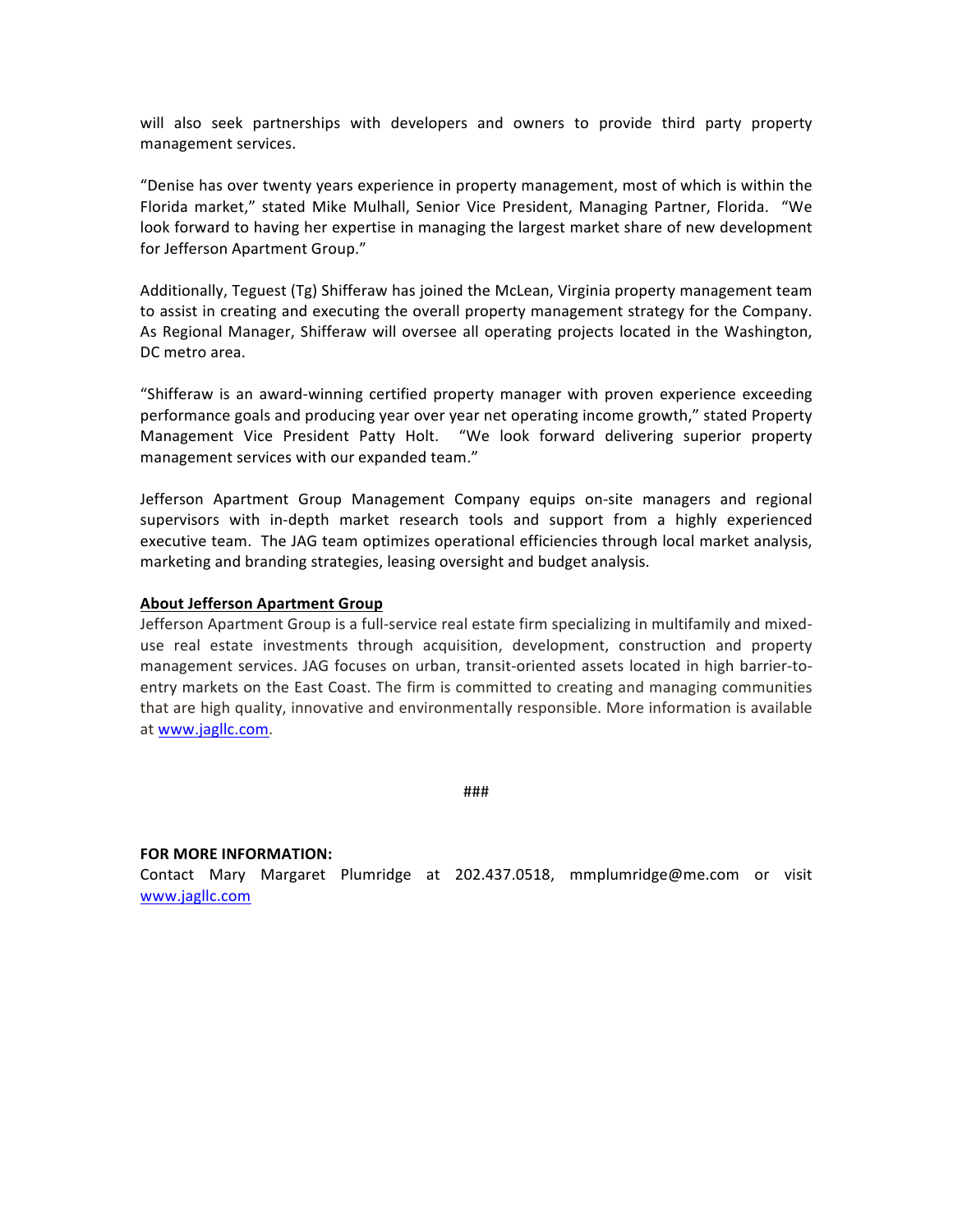will also seek partnerships with developers and owners to provide third party property management services.

"Denise has over twenty years experience in property management, most of which is within the Florida market," stated Mike Mulhall, Senior Vice President, Managing Partner, Florida. "We look forward to having her expertise in managing the largest market share of new development for Jefferson Apartment Group."

Additionally, Teguest (Tg) Shifferaw has joined the McLean, Virginia property management team to assist in creating and executing the overall property management strategy for the Company. As Regional Manager, Shifferaw will oversee all operating projects located in the Washington, DC metro area.

"Shifferaw is an award-winning certified property manager with proven experience exceeding performance goals and producing year over year net operating income growth," stated Property Management Vice President Patty Holt. "We look forward delivering superior property management services with our expanded team."

Jefferson Apartment Group Management Company equips on-site managers and regional supervisors with in-depth market research tools and support from a highly experienced executive team. The JAG team optimizes operational efficiencies through local market analysis, marketing and branding strategies, leasing oversight and budget analysis.

**About Jefferson Apartment Group**

Jefferson Apartment Group is a full-service real estate firm specializing in multifamily and mixed-use real estate investments through acquisition, development, construction and property management services. JAG focuses on urban, transit-oriented assets located in high barrier-to-entry markets on the East Coast. The firm is committed to creating and managing communities that are high quality, innovative and environmentally responsible. More information is available at www.jagllc.com.

###

**FOR MORE INFORMATION:**

Contact Mary Margaret Plumridge at 202.437.0518, mmplumridge@me.com or visit www.jagllc.com